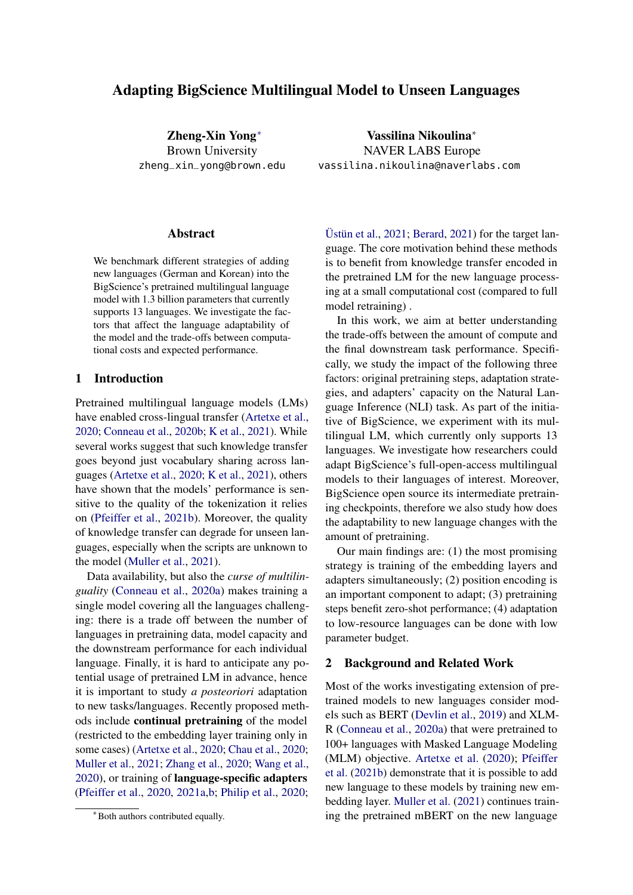# Adapting BigScience Multilingual Model to Unseen Languages

**Zheng-Xin Yong***
Brown University
zheng_xin_yong@brown.edu

**Vassilina Nikoulina***
NAVER LABS Europe
vassilina.nikoulina@naverlabs.com

## Abstract

We benchmark different strategies of adding new languages (German and Korean) into the BigScience's pretrained multilingual language model with 1.3 billion parameters that currently supports 13 languages. We investigate the factors that affect the language adaptability of the model and the trade-offs between computational costs and expected performance.

## 1 Introduction

Pretrained multilingual language models (LMs) have enabled cross-lingual transfer (Artetxe et al., 2020; Conneau et al., 2020b; K et al., 2021). While several works suggest that such knowledge transfer goes beyond just vocabulary sharing across languages (Artetxe et al., 2020; K et al., 2021), others have shown that the models' performance is sensitive to the quality of the tokenization it relies on (Pfeiffer et al., 2021b). Moreover, the quality of knowledge transfer can degrade for unseen languages, especially when the scripts are unknown to the model (Muller et al., 2021).

Data availability, but also the *curse of multilinguality* (Conneau et al., 2020a) makes training a single model covering all the languages challenging: there is a trade off between the number of languages in pretraining data, model capacity and the downstream performance for each individual language. Finally, it is hard to anticipate any potential usage of pretrained LM in advance, hence it is important to study *a posteoriori* adaptation to new tasks/languages. Recently proposed methods include **continual pretraining** of the model (restricted to the embedding layer training only in some cases) (Artetxe et al., 2020; Chau et al., 2020; Muller et al., 2021; Zhang et al., 2020; Wang et al., 2020), or training of **language-specific adapters** (Pfeiffer et al., 2020, 2021a,b; Philip et al., 2020; Üstün et al., 2021; Berard, 2021) for the target language. The core motivation behind these methods is to benefit from knowledge transfer encoded in the pretrained LM for the new language processing at a small computational cost (compared to full model retraining) .

In this work, we aim at better understanding the trade-offs between the amount of compute and the final downstream task performance. Specifically, we study the impact of the following three factors: original pretraining steps, adaptation strategies, and adapters' capacity on the Natural Language Inference (NLI) task. As part of the initiative of BigScience, we experiment with its multilingual LM, which currently only supports 13 languages. We investigate how researchers could adapt BigScience's full-open-access multilingual models to their languages of interest. Moreover, BigScience open source its intermediate pretraining checkpoints, therefore we also study how does the adaptability to new language changes with the amount of pretraining.

Our main findings are: (1) the most promising strategy is training of the embedding layers and adapters simultaneously; (2) position encoding is an important component to adapt; (3) pretraining steps benefit zero-shot performance; (4) adaptation to low-resource languages can be done with low parameter budget.

## 2 Background and Related Work

Most of the works investigating extension of pretrained models to new languages consider models such as BERT (Devlin et al., 2019) and XLM-R (Conneau et al., 2020a) that were pretrained to 100+ languages with Masked Language Modeling (MLM) objective. Artetxe et al. (2020); Pfeiffer et al. (2021b) demonstrate that it is possible to add new language to these models by training new embedding layer. Muller et al. (2021) continues training the pretrained mBERT on the new language

*Both authors contributed equally.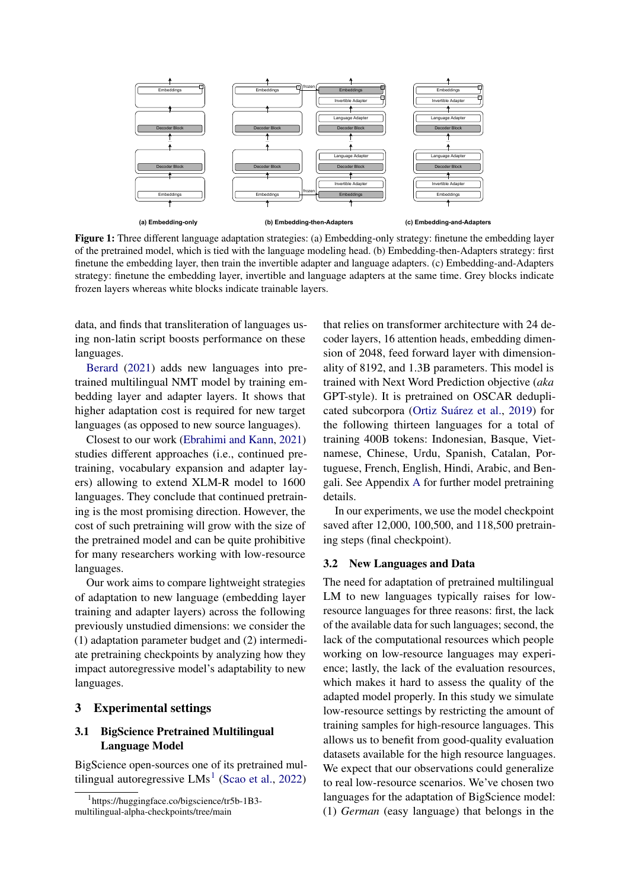**Figure 1:** Three different language adaptation strategies: (a) Embedding-only strategy: finetune the embedding layer of the pretrained model, which is tied with the language modeling head. (b) Embedding-then-Adapters strategy: first finetune the embedding layer, then train the invertible adapter and language adapters. (c) Embedding-and-Adapters strategy: finetune the embedding layer, invertible and language adapters at the same time. Grey blocks indicate frozen layers whereas white blocks indicate trainable layers.

data, and finds that transliteration of languages using non-latin script boosts performance on these languages.

Berard (2021) adds new languages into pretrained multilingual NMT model by training embedding layer and adapter layers. It shows that higher adaptation cost is required for new target languages (as opposed to new source languages).

Closest to our work (Ebrahimi and Kann, 2021) studies different approaches (i.e., continued pretraining, vocabulary expansion and adapter layers) allowing to extend XLM-R model to 1600 languages. They conclude that continued pretraining is the most promising direction. However, the cost of such pretraining will grow with the size of the pretrained model and can be quite prohibitive for many researchers working with low-resource languages.

Our work aims to compare lightweight strategies of adaptation to new language (embedding layer training and adapter layers) across the following previously unstudied dimensions: we consider the (1) adaptation parameter budget and (2) intermediate pretraining checkpoints by analyzing how they impact autoregressive model's adaptability to new languages.

# 3 Experimental settings

## 3.1 BigScience Pretrained Multilingual Language Model

BigScience open-sources one of its pretrained multilingual autoregressive LMs[1] (Scao et al., 2022) that relies on transformer architecture with 24 decoder layers, 16 attention heads, embedding dimension of 2048, feed forward layer with dimensionality of 8192, and 1.3B parameters. This model is trained with Next Word Prediction objective (*aka* GPT-style). It is pretrained on OSCAR deduplicated subcorpora (Ortiz Suárez et al., 2019) for the following thirteen languages for a total of training 400B tokens: Indonesian, Basque, Vietnamese, Chinese, Urdu, Spanish, Catalan, Portuguese, French, English, Hindi, Arabic, and Bengali. See Appendix A for further model pretraining details.

In our experiments, we use the model checkpoint saved after 12,000, 100,500, and 118,500 pretraining steps (final checkpoint).

## 3.2 New Languages and Data

The need for adaptation of pretrained multilingual LM to new languages typically raises for low-resource languages for three reasons: first, the lack of the available data for such languages; second, the lack of the computational resources which people working on low-resource languages may experience; lastly, the lack of the evaluation resources, which makes it hard to assess the quality of the adapted model properly. In this study we simulate low-resource settings by restricting the amount of training samples for high-resource languages. This allows us to benefit from good-quality evaluation datasets available for the high resource languages. We expect that our observations could generalize to real low-resource scenarios. We've chosen two languages for the adaptation of BigScience model: (1) *German* (easy language) that belongs in the

[1] https://huggingface.co/bigscience/tr5b-1B3-multilingual-alpha-checkpoints/tree/main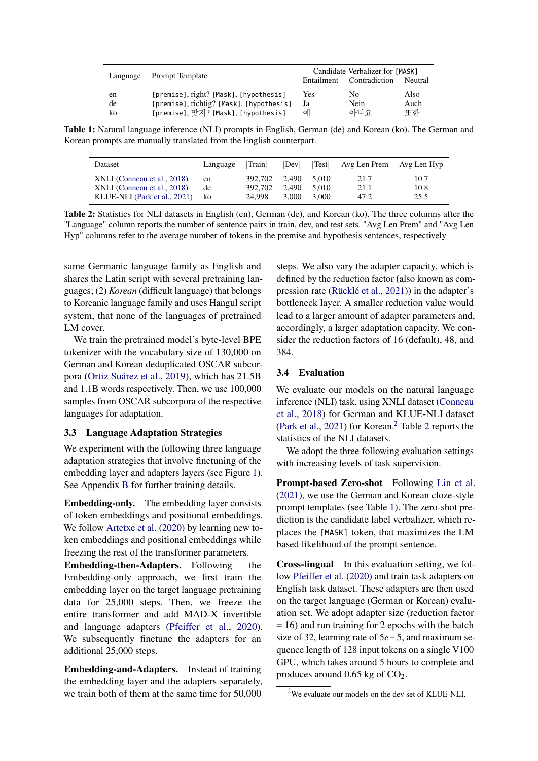| Language | Prompt Template | Candidate Verbalizer for [MASK] | | |
|---|---|---|---|---|
| | | Entailment | Contradiction | Neutral |
| en | [premise], right? [Mask], [hypothesis] | Yes | No | Also |
| de | [premise], richtig? [Mask], [hypothesis] | Ja | Nein | Auch |
| ko | [premise], 맞지? [Mask], [hypothesis] | 예 | 아니요 | 또한 |

**Table 1:** Natural language inference (NLI) prompts in English, German (de) and Korean (ko). The German and Korean prompts are manually translated from the English counterpart.

| Dataset | Language | \|Train\| | \|Dev\| | \|Test\| | Avg Len Prem | Avg Len Hyp |
|---|---|---|---|---|---|---|
| XNLI (Conneau et al., 2018) | en | 392,702 | 2,490 | 5,010 | 21.7 | 10.7 |
| XNLI (Conneau et al., 2018) | de | 392,702 | 2,490 | 5,010 | 21.1 | 10.8 |
| KLUE-NLI (Park et al., 2021) | ko | 24,998 | 3,000 | 3,000 | 47.2 | 25.5 |

**Table 2:** Statistics for NLI datasets in English (en), German (de), and Korean (ko). The three columns after the "Language" column reports the number of sentence pairs in train, dev, and test sets. "Avg Len Prem" and "Avg Len Hyp" columns refer to the average number of tokens in the premise and hypothesis sentences, respectively

same Germanic language family as English and shares the Latin script with several pretraining languages; (2) *Korean* (difficult language) that belongs to Koreanic language family and uses Hangul script system, that none of the languages of pretrained LM cover.

We train the pretrained model's byte-level BPE tokenizer with the vocabulary size of 130,000 on German and Korean deduplicated OSCAR subcorpora (Ortiz Suárez et al., 2019), which has 21.5B and 1.1B words respectively. Then, we use 100,000 samples from OSCAR subcorpora of the respective languages for adaptation.

### 3.3 Language Adaptation Strategies

We experiment with the following three language adaptation strategies that involve finetuning of the embedding layer and adapters layers (see Figure 1). See Appendix B for further training details.

**Embedding-only.** The embedding layer consists of token embeddings and positional embeddings. We follow Artetxe et al. (2020) by learning new token embeddings and positional embeddings while freezing the rest of the transformer parameters.

**Embedding-then-Adapters.** Following the Embedding-only approach, we first train the embedding layer on the target language pretraining data for 25,000 steps. Then, we freeze the entire transformer and add MAD-X invertible and language adapters (Pfeiffer et al., 2020). We subsequently finetune the adapters for an additional 25,000 steps.

**Embedding-and-Adapters.** Instead of training the embedding layer and the adapters separately, we train both of them at the same time for 50,000 steps. We also vary the adapter capacity, which is defined by the reduction factor (also known as compression rate (Rücklé et al., 2021)) in the adapter's bottleneck layer. A smaller reduction value would lead to a larger amount of adapter parameters and, accordingly, a larger adaptation capacity. We consider the reduction factors of 16 (default), 48, and 384.

### 3.4 Evaluation

We evaluate our models on the natural language inference (NLI) task, using XNLI dataset (Conneau et al., 2018) for German and KLUE-NLI dataset (Park et al., 2021) for Korean.[2] Table 2 reports the statistics of the NLI datasets.

We adopt the three following evaluation settings with increasing levels of task supervision.

**Prompt-based Zero-shot** Following Lin et al. (2021), we use the German and Korean cloze-style prompt templates (see Table 1). The zero-shot prediction is the candidate label verbalizer, which replaces the [MASK] token, that maximizes the LM based likelihood of the prompt sentence.

**Cross-lingual** In this evaluation setting, we follow Pfeiffer et al. (2020) and train task adapters on English task dataset. These adapters are then used on the target language (German or Korean) evaluation set. We adopt adapter size (reduction factor = 16) and run training for 2 epochs with the batch size of 32, learning rate of $5e-5$, and maximum sequence length of 128 input tokens on a single V100 GPU, which takes around 5 hours to complete and produces around 0.65 kg of $CO_2$.

[2] We evaluate our models on the dev set of KLUE-NLI.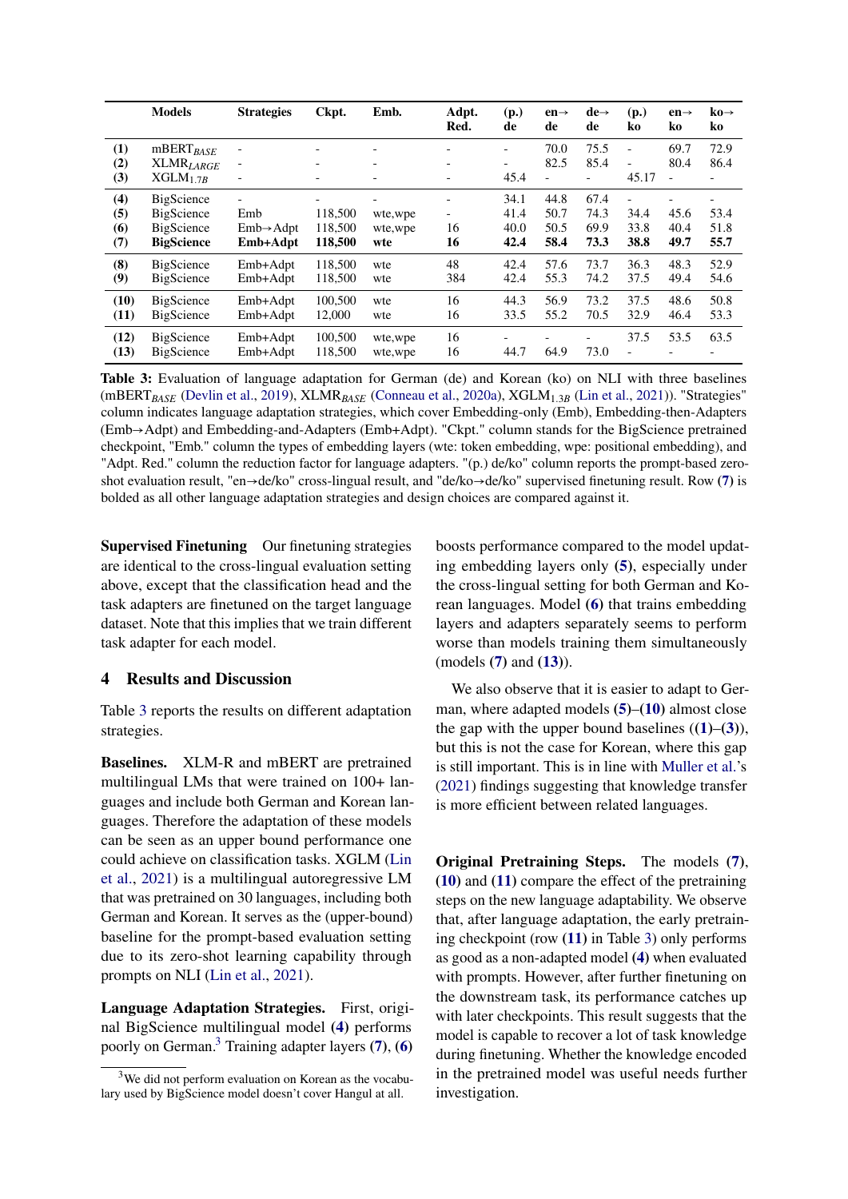|  | Models | Strategies | Ckpt. | Emb. | Adpt. Red. | (p.) de | en→ de | de→ de | (p.) ko | en→ ko | ko→ ko |
|---|---|---|---|---|---|---|---|---|---|---|---|
| **(1)** | mBERT$_{BASE}$ | - | - | - | - | - | 70.0 | 75.5 | - | 69.7 | 72.9 |
| **(2)** | XLMR$_{LARGE}$ | - | - | - | - | - | 82.5 | 85.4 | - | 80.4 | 86.4 |
| **(3)** | XGLM$_{1.7B}$ | - | - | - | - | 45.4 | - | - | 45.17 | - | - |
| **(4)** | BigScience | - | - | - | - | 34.1 | 44.8 | 67.4 | - | - | - |
| **(5)** | BigScience | Emb | 118,500 | wte,wpe | - | 41.4 | 50.7 | 74.3 | 34.4 | 45.6 | 53.4 |
| **(6)** | BigScience | Emb→Adpt | 118,500 | wte,wpe | 16 | 40.0 | 50.5 | 69.9 | 33.8 | 40.4 | 51.8 |
| **(7)** | **BigScience** | **Emb+Adpt** | **118,500** | **wte** | **16** | **42.4** | **58.4** | **73.3** | **38.8** | **49.7** | **55.7** |
| **(8)** | BigScience | Emb+Adpt | 118,500 | wte | 48 | 42.4 | 57.6 | 73.7 | 36.3 | 48.3 | 52.9 |
| **(9)** | BigScience | Emb+Adpt | 118,500 | wte | 384 | 42.4 | 55.3 | 74.2 | 37.5 | 49.4 | 54.6 |
| **(10)** | BigScience | Emb+Adpt | 100,500 | wte | 16 | 44.3 | 56.9 | 73.2 | 37.5 | 48.6 | 50.8 |
| **(11)** | BigScience | Emb+Adpt | 12,000 | wte | 16 | 33.5 | 55.2 | 70.5 | 32.9 | 46.4 | 53.3 |
| **(12)** | BigScience | Emb+Adpt | 100,500 | wte,wpe | 16 | - | - | - | 37.5 | 53.5 | 63.5 |
| **(13)** | BigScience | Emb+Adpt | 118,500 | wte,wpe | 16 | 44.7 | 64.9 | 73.0 | - | - | - |

**Table 3:** Evaluation of language adaptation for German (de) and Korean (ko) on NLI with three baselines (mBERT$_{BASE}$ (Devlin et al., 2019), XLMR$_{BASE}$ (Conneau et al., 2020a), XGLM$_{1.3B}$ (Lin et al., 2021)). "Strategies" column indicates language adaptation strategies, which cover Embedding-only (Emb), Embedding-then-Adapters (Emb→Adpt) and Embedding-and-Adapters (Emb+Adpt). "Ckpt." column stands for the BigScience pretrained checkpoint, "Emb." column the types of embedding layers (wte: token embedding, wpe: positional embedding), and "Adpt. Red." column the reduction factor for language adapters. "(p.) de/ko" column reports the prompt-based zero-shot evaluation result, "en→de/ko" cross-lingual result, and "de/ko→de/ko" supervised finetuning result. Row **(7)** is bolded as all other language adaptation strategies and design choices are compared against it.

**Supervised Finetuning** Our finetuning strategies are identical to the cross-lingual evaluation setting above, except that the classification head and the task adapters are finetuned on the target language dataset. Note that this implies that we train different task adapter for each model.

## 4 Results and Discussion

Table 3 reports the results on different adaptation strategies.

**Baselines.** XLM-R and mBERT are pretrained multilingual LMs that were trained on 100+ languages and include both German and Korean languages. Therefore the adaptation of these models can be seen as an upper bound performance one could achieve on classification tasks. XGLM (Lin et al., 2021) is a multilingual autoregressive LM that was pretrained on 30 languages, including both German and Korean. It serves as the (upper-bound) baseline for the prompt-based evaluation setting due to its zero-shot learning capability through prompts on NLI (Lin et al., 2021).

**Language Adaptation Strategies.** First, original BigScience multilingual model **(4)** performs poorly on German.[3] Training adapter layers **(7)**, **(6)** boosts performance compared to the model updating embedding layers only **(5)**, especially under the cross-lingual setting for both German and Korean languages. Model **(6)** that trains embedding layers and adapters separately seems to perform worse than models training them simultaneously (models **(7)** and **(13)**).

We also observe that it is easier to adapt to German, where adapted models **(5)**–**(10)** almost close the gap with the upper bound baselines (**(1)**–**(3)**), but this is not the case for Korean, where this gap is still important. This is in line with Muller et al.'s (2021) findings suggesting that knowledge transfer is more efficient between related languages.

**Original Pretraining Steps.** The models **(7)**, **(10)** and **(11)** compare the effect of the pretraining steps on the new language adaptability. We observe that, after language adaptation, the early pretraining checkpoint (row **(11)** in Table 3) only performs as good as a non-adapted model **(4)** when evaluated with prompts. However, after further finetuning on the downstream task, its performance catches up with later checkpoints. This result suggests that the model is capable to recover a lot of task knowledge during finetuning. Whether the knowledge encoded in the pretrained model was useful needs further investigation.

[3] We did not perform evaluation on Korean as the vocabulary used by BigScience model doesn't cover Hangul at all.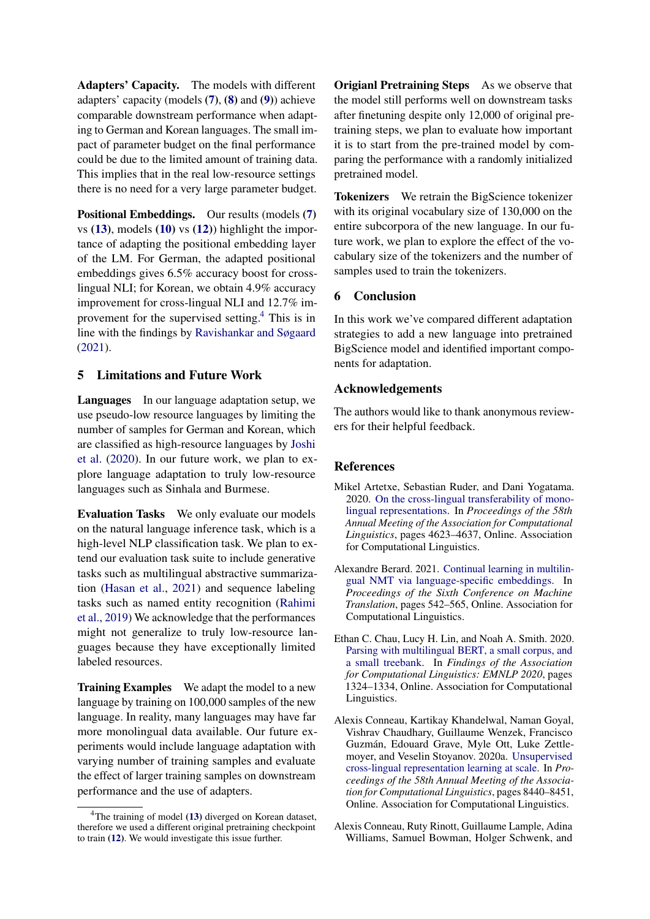**Adapters' Capacity.** The models with different adapters' capacity (models (**7**), (**8**) and (**9**)) achieve comparable downstream performance when adapting to German and Korean languages. The small impact of parameter budget on the final performance could be due to the limited amount of training data. This implies that in the real low-resource settings there is no need for a very large parameter budget.

**Positional Embeddings.** Our results (models (**7**) vs (**13**), models (**10**) vs (**12**)) highlight the importance of adapting the positional embedding layer of the LM. For German, the adapted positional embeddings gives 6.5% accuracy boost for cross-lingual NLI; for Korean, we obtain 4.9% accuracy improvement for cross-lingual NLI and 12.7% improvement for the supervised setting.[4] This is in line with the findings by Ravishankar and Søgaard (2021).

## 5 Limitations and Future Work

**Languages** In our language adaptation setup, we use pseudo-low resource languages by limiting the number of samples for German and Korean, which are classified as high-resource languages by Joshi et al. (2020). In our future work, we plan to explore language adaptation to truly low-resource languages such as Sinhala and Burmese.

**Evaluation Tasks** We only evaluate our models on the natural language inference task, which is a high-level NLP classification task. We plan to extend our evaluation task suite to include generative tasks such as multilingual abstractive summarization (Hasan et al., 2021) and sequence labeling tasks such as named entity recognition (Rahimi et al., 2019) We acknowledge that the performances might not generalize to truly low-resource languages because they have exceptionally limited labeled resources.

**Training Examples** We adapt the model to a new language by training on 100,000 samples of the new language. In reality, many languages may have far more monolingual data available. Our future experiments would include language adaptation with varying number of training samples and evaluate the effect of larger training samples on downstream performance and the use of adapters.

[4]The training of model (**13**) diverged on Korean dataset, therefore we used a different original pretraining checkpoint to train (**12**). We would investigate this issue further.

**Origianl Pretraining Steps** As we observe that the model still performs well on downstream tasks after finetuning despite only 12,000 of original pretraining steps, we plan to evaluate how important it is to start from the pre-trained model by comparing the performance with a randomly initialized pretrained model.

**Tokenizers** We retrain the BigScience tokenizer with its original vocabulary size of 130,000 on the entire subcorpora of the new language. In our future work, we plan to explore the effect of the vocabulary size of the tokenizers and the number of samples used to train the tokenizers.

## 6 Conclusion

In this work we've compared different adaptation strategies to add a new language into pretrained BigScience model and identified important components for adaptation.

## Acknowledgements

The authors would like to thank anonymous reviewers for their helpful feedback.

## References

Mikel Artetxe, Sebastian Ruder, and Dani Yogatama. 2020. On the cross-lingual transferability of monolingual representations. In *Proceedings of the 58th Annual Meeting of the Association for Computational Linguistics*, pages 4623–4637, Online. Association for Computational Linguistics.

Alexandre Berard. 2021. Continual learning in multilingual NMT via language-specific embeddings. In *Proceedings of the Sixth Conference on Machine Translation*, pages 542–565, Online. Association for Computational Linguistics.

Ethan C. Chau, Lucy H. Lin, and Noah A. Smith. 2020. Parsing with multilingual BERT, a small corpus, and a small treebank. In *Findings of the Association for Computational Linguistics: EMNLP 2020*, pages 1324–1334, Online. Association for Computational Linguistics.

Alexis Conneau, Kartikay Khandelwal, Naman Goyal, Vishrav Chaudhary, Guillaume Wenzek, Francisco Guzmán, Edouard Grave, Myle Ott, Luke Zettlemoyer, and Veselin Stoyanov. 2020a. Unsupervised cross-lingual representation learning at scale. In *Proceedings of the 58th Annual Meeting of the Association for Computational Linguistics*, pages 8440–8451, Online. Association for Computational Linguistics.

Alexis Conneau, Ruty Rinott, Guillaume Lample, Adina Williams, Samuel Bowman, Holger Schwenk, and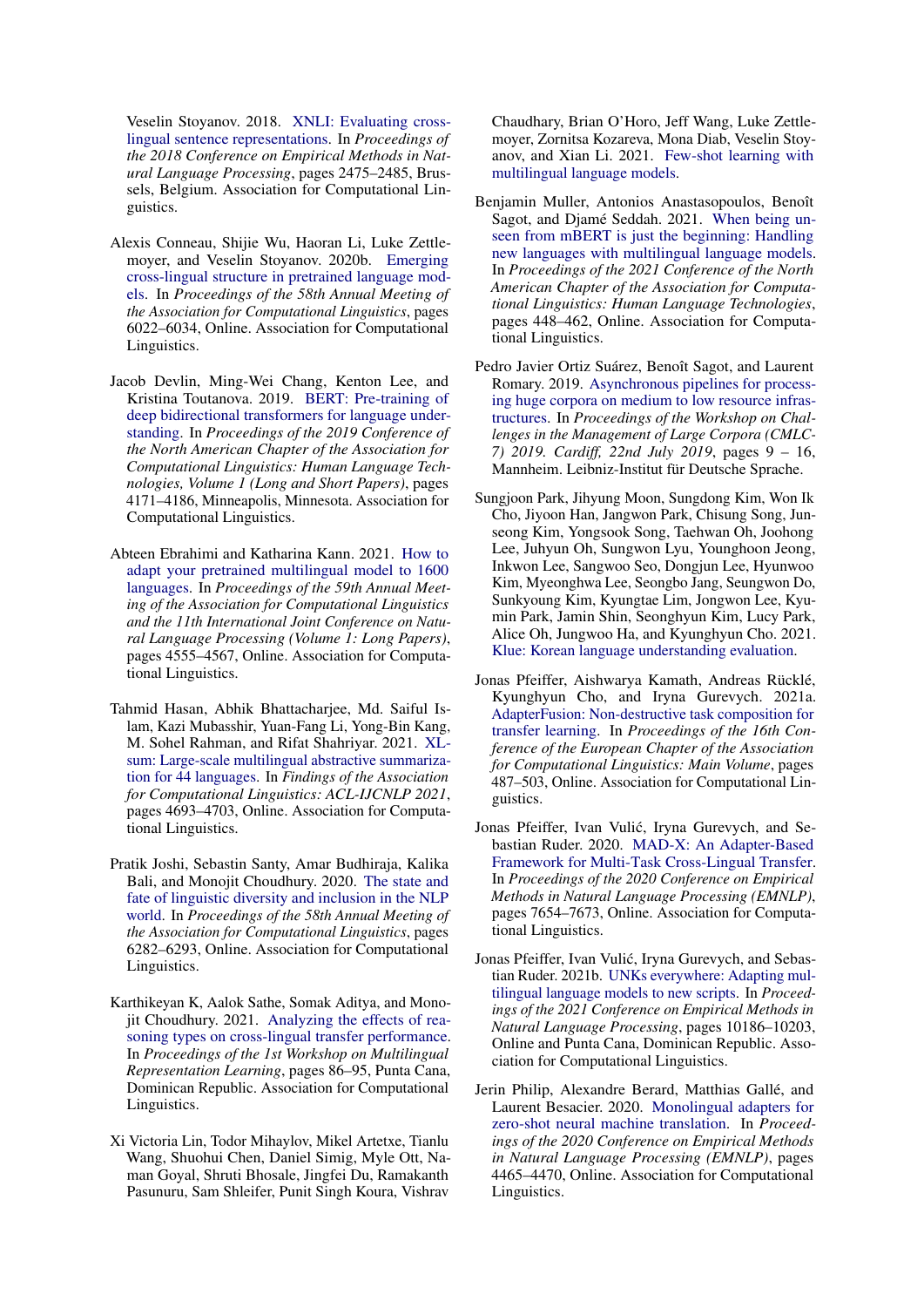Veselin Stoyanov. 2018. XNLI: Evaluating cross-lingual sentence representations. In *Proceedings of the 2018 Conference on Empirical Methods in Natural Language Processing*, pages 2475–2485, Brussels, Belgium. Association for Computational Linguistics.

Alexis Conneau, Shijie Wu, Haoran Li, Luke Zettlemoyer, and Veselin Stoyanov. 2020b. Emerging cross-lingual structure in pretrained language models. In *Proceedings of the 58th Annual Meeting of the Association for Computational Linguistics*, pages 6022–6034, Online. Association for Computational Linguistics.

Jacob Devlin, Ming-Wei Chang, Kenton Lee, and Kristina Toutanova. 2019. BERT: Pre-training of deep bidirectional transformers for language understanding. In *Proceedings of the 2019 Conference of the North American Chapter of the Association for Computational Linguistics: Human Language Technologies, Volume 1 (Long and Short Papers)*, pages 4171–4186, Minneapolis, Minnesota. Association for Computational Linguistics.

Abteen Ebrahimi and Katharina Kann. 2021. How to adapt your pretrained multilingual model to 1600 languages. In *Proceedings of the 59th Annual Meeting of the Association for Computational Linguistics and the 11th International Joint Conference on Natural Language Processing (Volume 1: Long Papers)*, pages 4555–4567, Online. Association for Computational Linguistics.

Tahmid Hasan, Abhik Bhattacharjee, Md. Saiful Islam, Kazi Mubasshir, Yuan-Fang Li, Yong-Bin Kang, M. Sohel Rahman, and Rifat Shahriyar. 2021. XL-sum: Large-scale multilingual abstractive summarization for 44 languages. In *Findings of the Association for Computational Linguistics: ACL-IJCNLP 2021*, pages 4693–4703, Online. Association for Computational Linguistics.

Pratik Joshi, Sebastin Santy, Amar Budhiraja, Kalika Bali, and Monojit Choudhury. 2020. The state and fate of linguistic diversity and inclusion in the NLP world. In *Proceedings of the 58th Annual Meeting of the Association for Computational Linguistics*, pages 6282–6293, Online. Association for Computational Linguistics.

Karthikeyan K, Aalok Sathe, Somak Aditya, and Monojit Choudhury. 2021. Analyzing the effects of reasoning types on cross-lingual transfer performance. In *Proceedings of the 1st Workshop on Multilingual Representation Learning*, pages 86–95, Punta Cana, Dominican Republic. Association for Computational Linguistics.

Xi Victoria Lin, Todor Mihaylov, Mikel Artetxe, Tianlu Wang, Shuohui Chen, Daniel Simig, Myle Ott, Naman Goyal, Shruti Bhosale, Jingfei Du, Ramakanth Pasunuru, Sam Shleifer, Punit Singh Koura, Vishrav Chaudhary, Brian O'Horo, Jeff Wang, Luke Zettlemoyer, Zornitsa Kozareva, Mona Diab, Veselin Stoyanov, and Xian Li. 2021. Few-shot learning with multilingual language models.

Benjamin Muller, Antonios Anastasopoulos, Benoît Sagot, and Djamé Seddah. 2021. When being unseen from mBERT is just the beginning: Handling new languages with multilingual language models. In *Proceedings of the 2021 Conference of the North American Chapter of the Association for Computational Linguistics: Human Language Technologies*, pages 448–462, Online. Association for Computational Linguistics.

Pedro Javier Ortiz Suárez, Benoît Sagot, and Laurent Romary. 2019. Asynchronous pipelines for processing huge corpora on medium to low resource infrastructures. In *Proceedings of the Workshop on Challenges in the Management of Large Corpora (CMLC-7) 2019. Cardiff, 22nd July 2019*, pages 9 – 16, Mannheim. Leibniz-Institut für Deutsche Sprache.

Sungjoon Park, Jihyung Moon, Sungdong Kim, Won Ik Cho, Jiyoon Han, Jangwon Park, Chisung Song, Junseong Kim, Yongsook Song, Taehwan Oh, Joohong Lee, Juhyun Oh, Sungwon Lyu, Younghoon Jeong, Inkwon Lee, Sangwoo Seo, Dongjun Lee, Hyunwoo Kim, Myeonghwa Lee, Seongbo Jang, Seungwon Do, Sunkyoung Kim, Kyungtae Lim, Jongwon Lee, Kyumin Park, Jamin Shin, Seonghyun Kim, Lucy Park, Alice Oh, Jungwoo Ha, and Kyunghyun Cho. 2021. Klue: Korean language understanding evaluation.

Jonas Pfeiffer, Aishwarya Kamath, Andreas Rücklé, Kyunghyun Cho, and Iryna Gurevych. 2021a. AdapterFusion: Non-destructive task composition for transfer learning. In *Proceedings of the 16th Conference of the European Chapter of the Association for Computational Linguistics: Main Volume*, pages 487–503, Online. Association for Computational Linguistics.

Jonas Pfeiffer, Ivan Vulić, Iryna Gurevych, and Sebastian Ruder. 2020. MAD-X: An Adapter-Based Framework for Multi-Task Cross-Lingual Transfer. In *Proceedings of the 2020 Conference on Empirical Methods in Natural Language Processing (EMNLP)*, pages 7654–7673, Online. Association for Computational Linguistics.

Jonas Pfeiffer, Ivan Vulić, Iryna Gurevych, and Sebastian Ruder. 2021b. UNKs everywhere: Adapting multilingual language models to new scripts. In *Proceedings of the 2021 Conference on Empirical Methods in Natural Language Processing*, pages 10186–10203, Online and Punta Cana, Dominican Republic. Association for Computational Linguistics.

Jerin Philip, Alexandre Berard, Matthias Gallé, and Laurent Besacier. 2020. Monolingual adapters for zero-shot neural machine translation. In *Proceedings of the 2020 Conference on Empirical Methods in Natural Language Processing (EMNLP)*, pages 4465–4470, Online. Association for Computational Linguistics.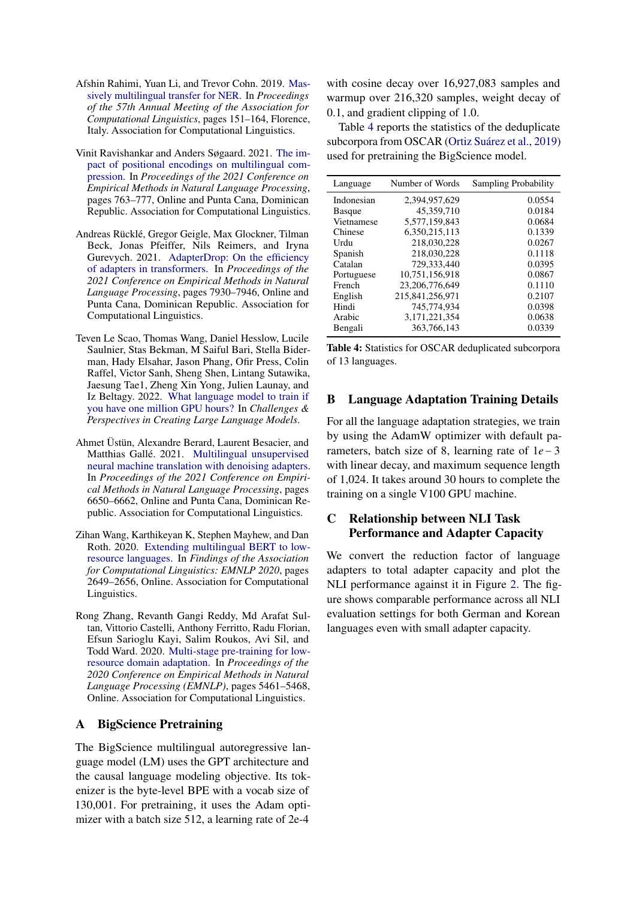Afshin Rahimi, Yuan Li, and Trevor Cohn. 2019. Massively multilingual transfer for NER. In *Proceedings of the 57th Annual Meeting of the Association for Computational Linguistics*, pages 151–164, Florence, Italy. Association for Computational Linguistics.

Vinit Ravishankar and Anders Søgaard. 2021. The impact of positional encodings on multilingual compression. In *Proceedings of the 2021 Conference on Empirical Methods in Natural Language Processing*, pages 763–777, Online and Punta Cana, Dominican Republic. Association for Computational Linguistics.

Andreas Rücklé, Gregor Geigle, Max Glockner, Tilman Beck, Jonas Pfeiffer, Nils Reimers, and Iryna Gurevych. 2021. AdapterDrop: On the efficiency of adapters in transformers. In *Proceedings of the 2021 Conference on Empirical Methods in Natural Language Processing*, pages 7930–7946, Online and Punta Cana, Dominican Republic. Association for Computational Linguistics.

Teven Le Scao, Thomas Wang, Daniel Hesslow, Lucile Saulnier, Stas Bekman, M Saiful Bari, Stella Biderman, Hady Elsahar, Jason Phang, Ofir Press, Colin Raffel, Victor Sanh, Sheng Shen, Lintang Sutawika, Jaesung Tae1, Zheng Xin Yong, Julien Launay, and Iz Beltagy. 2022. What language model to train if you have one million GPU hours? In *Challenges & Perspectives in Creating Large Language Models*.

Ahmet Üstün, Alexandre Berard, Laurent Besacier, and Matthias Gallé. 2021. Multilingual unsupervised neural machine translation with denoising adapters. In *Proceedings of the 2021 Conference on Empirical Methods in Natural Language Processing*, pages 6650–6662, Online and Punta Cana, Dominican Republic. Association for Computational Linguistics.

Zihan Wang, Karthikeyan K, Stephen Mayhew, and Dan Roth. 2020. Extending multilingual BERT to low-resource languages. In *Findings of the Association for Computational Linguistics: EMNLP 2020*, pages 2649–2656, Online. Association for Computational Linguistics.

Rong Zhang, Revanth Gangi Reddy, Md Arafat Sultan, Vittorio Castelli, Anthony Ferritto, Radu Florian, Efsun Sarioglu Kayi, Salim Roukos, Avi Sil, and Todd Ward. 2020. Multi-stage pre-training for low-resource domain adaptation. In *Proceedings of the 2020 Conference on Empirical Methods in Natural Language Processing (EMNLP)*, pages 5461–5468, Online. Association for Computational Linguistics.

## A BigScience Pretraining

The BigScience multilingual autoregressive language model (LM) uses the GPT architecture and the causal language modeling objective. Its tokenizer is the byte-level BPE with a vocab size of 130,001. For pretraining, it uses the Adam optimizer with a batch size 512, a learning rate of 2e-4 with cosine decay over 16,927,083 samples and warmup over 216,320 samples, weight decay of 0.1, and gradient clipping of 1.0.

Table 4 reports the statistics of the deduplicate subcorpora from OSCAR (Ortiz Suárez et al., 2019) used for pretraining the BigScience model.

| Language | Number of Words | Sampling Probability |
|---|---|---|
| Indonesian | 2,394,957,629 | 0.0554 |
| Basque | 45,359,710 | 0.0184 |
| Vietnamese | 5,577,159,843 | 0.0684 |
| Chinese | 6,350,215,113 | 0.1339 |
| Urdu | 218,030,228 | 0.0267 |
| Spanish | 218,030,228 | 0.1118 |
| Catalan | 729,333,440 | 0.0395 |
| Portuguese | 10,751,156,918 | 0.0867 |
| French | 23,206,776,649 | 0.1110 |
| English | 215,841,256,971 | 0.2107 |
| Hindi | 745,774,934 | 0.0398 |
| Arabic | 3,171,221,354 | 0.0638 |
| Bengali | 363,766,143 | 0.0339 |

**Table 4:** Statistics for OSCAR deduplicated subcorpora of 13 languages.

## B Language Adaptation Training Details

For all the language adaptation strategies, we train by using the AdamW optimizer with default parameters, batch size of 8, learning rate of $1e-3$ with linear decay, and maximum sequence length of 1,024. It takes around 30 hours to complete the training on a single V100 GPU machine.

## C Relationship between NLI Task Performance and Adapter Capacity

We convert the reduction factor of language adapters to total adapter capacity and plot the NLI performance against it in Figure 2. The figure shows comparable performance across all NLI evaluation settings for both German and Korean languages even with small adapter capacity.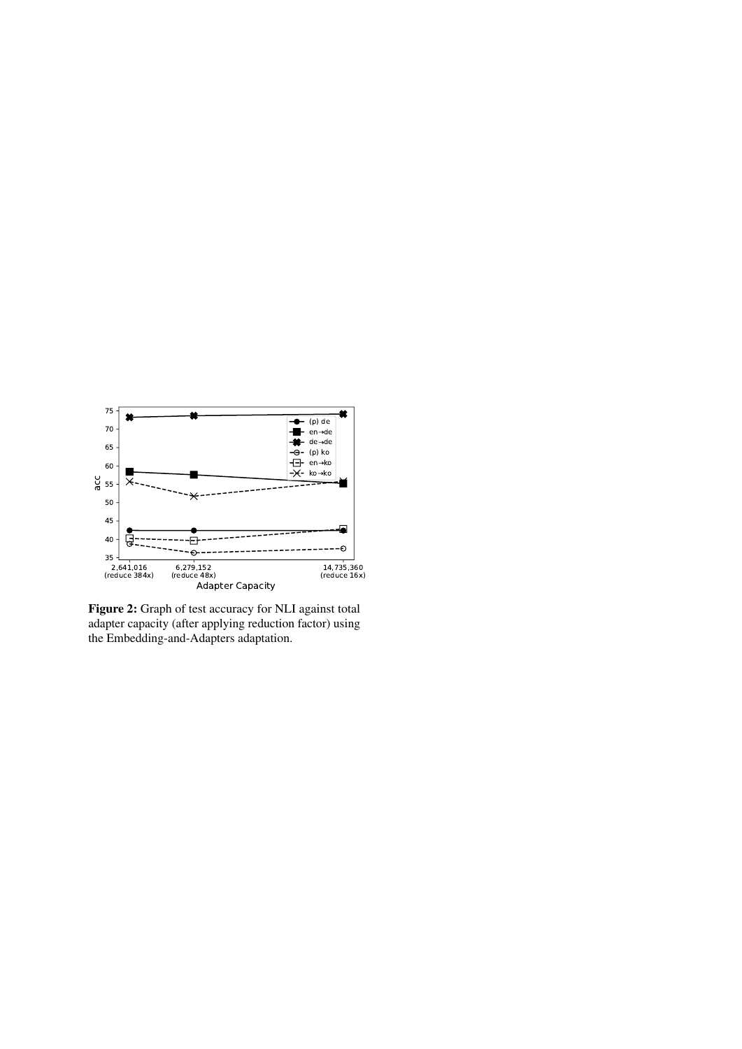75
70
65
60
55
50
45
40
35

acc

(p) de
en→de
de→de
(p) ko
en→ko
ko→ko

2,641,016
(reduce 384x)
6,279,152
(reduce 48x)
14,735,360
(reduce 16x)

Adapter Capacity

**Figure 2:** Graph of test accuracy for NLI against total adapter capacity (after applying reduction factor) using the Embedding-and-Adapters adaptation.